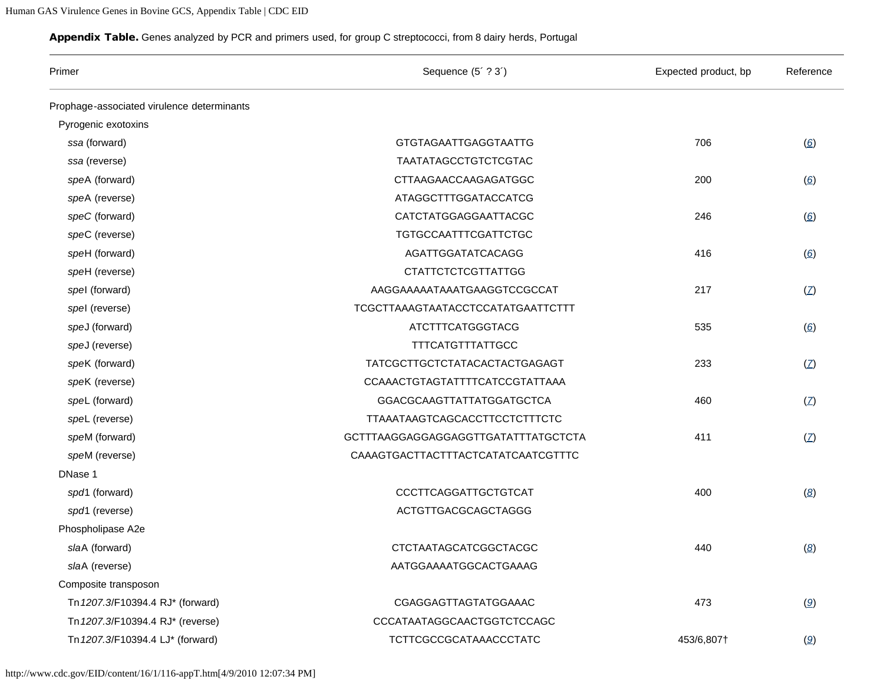**Appendix Table.** Genes analyzed by PCR and primers used, for group C streptococci, from 8 dairy herds, Portugal

| Primer | Sequence (5´ ? 3´) | Expected product, bp | Reference |
| --- | --- | --- | --- |
| Prophage-associated virulence determinants | | | |
| Pyrogenic exotoxins | | | |
| *ssa* (forward) | GTGTAGAATTGAGGTAATTG | 706 | (6) |
| *ssa* (reverse) | TAATATAGCCTGTCTCGTAC | | |
| *spe*A (forward) | CTTAAGAACCAAGAGATGGC | 200 | (6) |
| *spe*A (reverse) | ATAGGCTTTGGATACCATCG | | |
| *speC* (forward) | CATCTATGGAGGAATTACGC | 246 | (6) |
| *spe*C (reverse) | TGTGCCAATTTCGATTCTGC | | |
| *spe*H (forward) | AGATTGGATATCACAGG | 416 | (6) |
| *spe*H (reverse) | CTATTCTCTCGTTATTGG | | |
| *spe*I (forward) | AAGGAAAAATAAATGAAGGTCCGCCAT | 217 | (7) |
| *spe*I (reverse) | TCGCTTAAAGTAATACCTCCATATGAATTCTTT | | |
| *spe*J (forward) | ATCTTTCATGGGTACG | 535 | (6) |
| *spe*J (reverse) | TTTCATGTTTATTGCC | | |
| *spe*K (forward) | TATCGCTTGCTCTATACACTACTGAGAGT | 233 | (7) |
| *spe*K (reverse) | CCAAACTGTAGTATTTTCATCCGTATTAAA | | |
| *spe*L (forward) | GGACGCAAGTTATTATGGATGCTCA | 460 | (7) |
| *spe*L (reverse) | TTAAATAAGTCAGCACCTTCCTCTTTCTC | | |
| *spe*M (forward) | GCTTTAAGGAGGAGGAGGTTGATATTTATGCTCTA | 411 | (7) |
| *spe*M (reverse) | CAAAGTGACTTACTTTACTCATATCAATCGTTTC | | |
| DNase 1 | | | |
| *spd*1 (forward) | CCCTTCAGGATTGCTGTCAT | 400 | (8) |
| *spd*1 (reverse) | ACTGTTGACGCAGCTAGGG | | |
| Phospholipase A2e | | | |
| *sla*A (forward) | CTCTAATAGCATCGGCTACGC | 440 | (8) |
| *sla*A (reverse) | AATGGAAAATGGCACTGAAAG | | |
| Composite transposon | | | |
| Tn*1207.3*/F10394.4 RJ* (forward) | CGAGGAGTTAGTATGGAAAC | 473 | (9) |
| Tn*1207.3*/F10394.4 RJ* (reverse) | CCCATAATAGGCAACTGGTCTCCAGC | | |
| Tn*1207.3*/F10394.4 LJ* (forward) | TCTTCGCCGCATAAACCCTATC | 453/6,807† | (9) |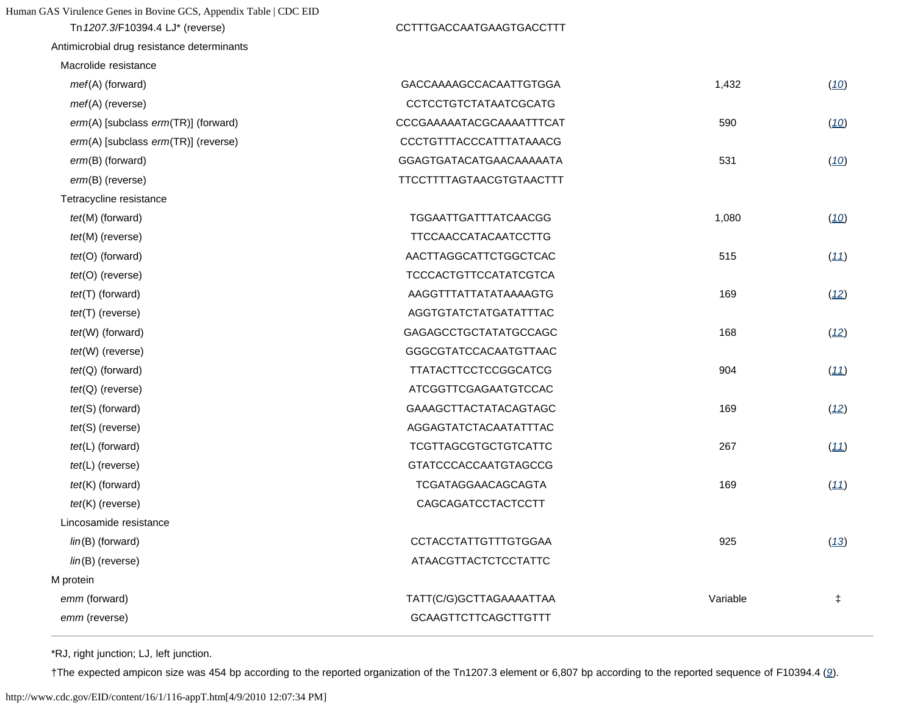| | | | |
|---|---|---|---|
| Tn*1207.3*/F10394.4 LJ* (reverse) | CCTTTGACCAATGAAGTGACCTTT | | |
| Antimicrobial drug resistance determinants | | | |
| Macrolide resistance | | | |
| *mef*(A) (forward) | GACCAAAAGCCACAATTGTGGA | 1,432 | (*10*) |
| *mef*(A) (reverse) | CCTCCTGTCTATAATCGCATG | | |
| *erm*(A) [subclass *erm*(TR)] (forward) | CCCGAAAAATACGCAAAATTTCAT | 590 | (*10*) |
| *erm*(A) [subclass *erm*(TR)] (reverse) | CCCTGTTTACCCATTTATAAACG | | |
| *erm*(B) (forward) | GGAGTGATACATGAACAAAAATA | 531 | (*10*) |
| *erm*(B) (reverse) | TTCCTTTTAGTAACGTGTAACTTT | | |
| Tetracycline resistance | | | |
| *tet*(M) (forward) | TGGAATTGATTTATCAACGG | 1,080 | (*10*) |
| *tet*(M) (reverse) | TTCCAACCATACAATCCTTG | | |
| *tet*(O) (forward) | AACTTAGGCATTCTGGCTCAC | 515 | (*11*) |
| *tet*(O) (reverse) | TCCCACTGTTCCATATCGTCA | | |
| *tet*(T) (forward) | AAGGTTTATTATATAAAAGTG | 169 | (*12*) |
| *tet*(T) (reverse) | AGGTGTATCTATGATATTTAC | | |
| *tet*(W) (forward) | GAGAGCCTGCTATATGCCAGC | 168 | (*12*) |
| *tet*(W) (reverse) | GGGCGTATCCACAATGTTAAC | | |
| *tet*(Q) (forward) | TTATACTTCCTCCGGCATCG | 904 | (*11*) |
| *tet*(Q) (reverse) | ATCGGTTCGAGAATGTCCAC | | |
| *tet*(S) (forward) | GAAAGCTTACTATACAGTAGC | 169 | (*12*) |
| *tet*(S) (reverse) | AGGAGTATCTACAATATTTAC | | |
| *tet*(L) (forward) | TCGTTAGCGTGCTGTCATTC | 267 | (*11*) |
| *tet*(L) (reverse) | GTATCCCACCAATGTAGCCG | | |
| *tet*(K) (forward) | TCGATAGGAACAGCAGTA | 169 | (*11*) |
| *tet*(K) (reverse) | CAGCAGATCCTACTCCTT | | |
| Lincosamide resistance | | | |
| *lin*(B) (forward) | CCTACCTATTGTTTGTGGAA | 925 | (*13*) |
| *lin*(B) (reverse) | ATAACGTTACTCTCCTATTC | | |
| M protein | | | |
| *emm* (forward) | TATT(C/G)GCTTAGAAAATTAA | Variable | ‡ |
| *emm* (reverse) | GCAAGTTCTTCAGCTTGTTT | | |

*RJ, right junction; LJ, left junction.

†The expected ampicon size was 454 bp according to the reported organization of the Tn1207.3 element or 6,807 bp according to the reported sequence of F10394.4 (*9*).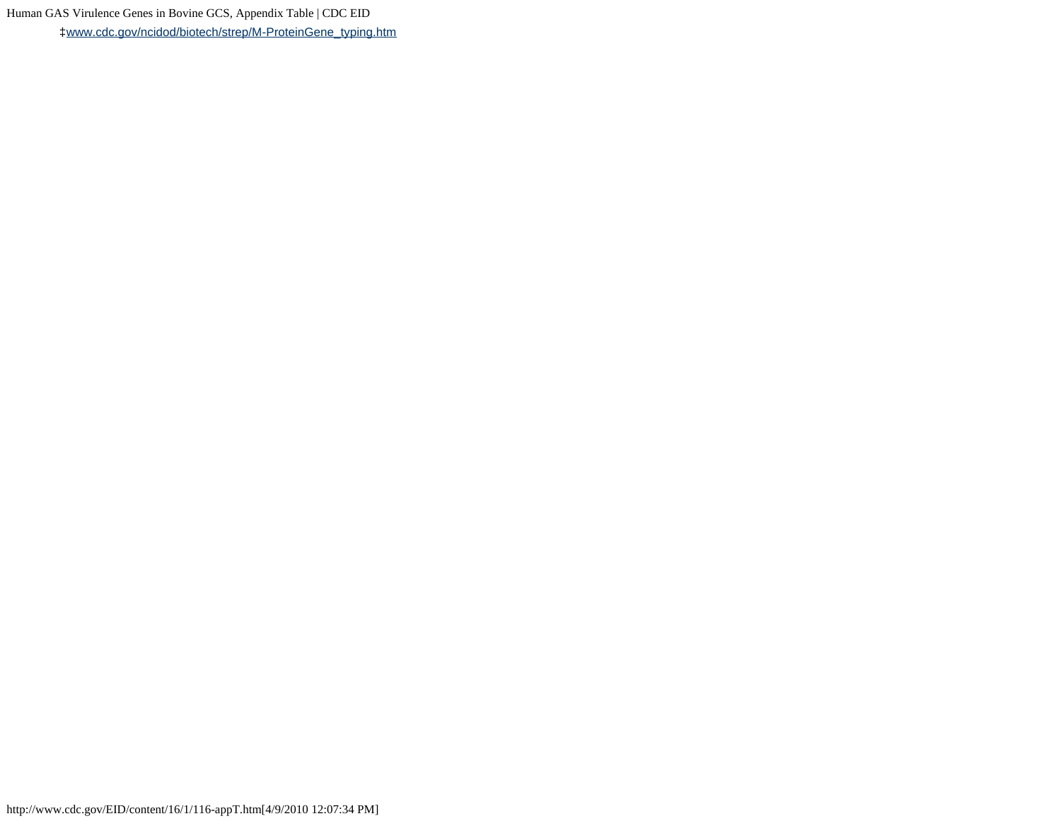‡www.cdc.gov/ncidod/biotech/strep/M-ProteinGene_typing.htm